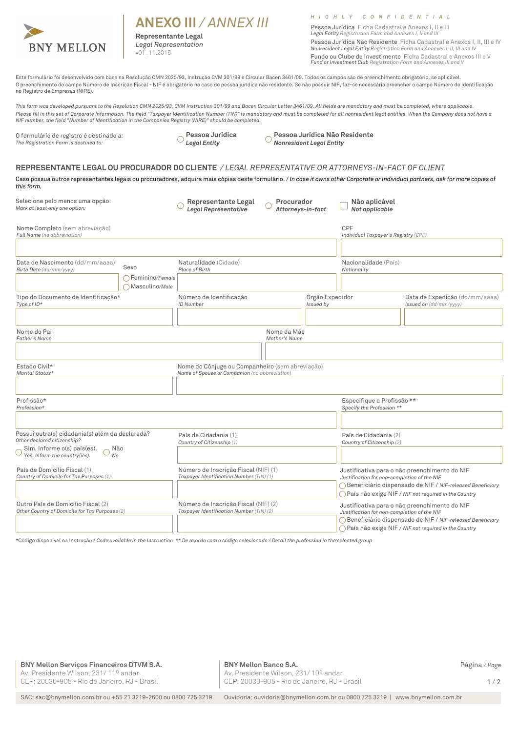BNY MELLON

# ANEXO III / *ANNEX III*

**Representante Legal**
*Legal Representation*
v01_11.2015

*HIGHLY CONFIDENTIAL*

Pessoa Jurídica Ficha Cadastral e Anexos I, II e III
*Legal Entity Registration Form and Annexes I, II and III*

Pessoa Jurídica Não Residente Ficha Cadastral e Anexos I, II, III e IV
*Nonresident Legal Entity Registration Form and Annexes I, II, III and IV*

Fundo ou Clube de Investimento Ficha Cadastral e Anexos III e V
*Fund or Investment Club Registration Form and Annexes III and V*

Este formulário foi desenvolvido com base na Resolução CMN 2025/93, Instrução CVM 301/99 e Circular Bacen 3461/09. Todos os campos são de preenchimento obrigatório, se aplicável. O preenchimento do campo Número de Inscrição Fiscal - NIF é obrigatório no caso de pessoa jurídica não residente. Se não possuir NIF, faz-se necessário preencher o campo Número de Identificação no Registro de Empresas (NIRE).

*This form was developed pursuant to the Resolution CMN 2025/93, CVM Instruction 301/99 and Bacen Circular Letter 3461/09. All fields are mandatory and must be completed, where applicable. Please fill in this set of Corporate Information. The field "Taxpayer Identification Number (TIN)" is mandatory and must be completed for all nonresident legal entities. When the Company does not have a NIF number, the field "Number of Identification in the Companies Registry (NIRE)" should be completed.*

O formulário de registro é destinado a: / *The Registration Form is destined to:*

- ◯ **Pessoa Jurídica** / ***Legal Entity***
- ◯ **Pessoa Jurídica Não Residente** / ***Nonresident Legal Entity***

## REPRESENTANTE LEGAL OU PROCURADOR DO CLIENTE / *LEGAL REPRESENTATIVE OR ATTORNEYS-IN-FACT OF CLIENT*

Caso possua outros representantes legais ou procuradores, adquira mais cópias deste formulário. / *In case it owns other Corporate or Individual partners, ask for more copies of this form.*

Selecione pelo menos uma opção: / *Mark at least only one option:*

- ◯ **Representante Legal** / ***Legal Representative***
- ◯ **Procurador** / ***Attorneys-in-fact***
- ☐ **Não aplicável** / ***Not applicable***

| Nome Completo (sem abreviação) / *Full Name (no abbreviation)* | CPF / *Individual Taxpayer's Registry (CPF)* |
|---|---|
| | |

| Data de Nascimento (dd/mm/aaaa) / *Birth Date (dd/mm/yyyy)* | Sexo | Naturalidade (Cidade) / *Place of Birth* | Nacionalidade (País) / *Nationality* |
|---|---|---|---|
| | ◯ Feminino/*Female* ◯ Masculino/*Male* | | |

| Tipo do Documento de Identificação* / *Type of ID** | Número de Identificação / *ID Number* | Orgão Expedidor / *Issued by* | Data de Expedição (dd/mm/aaaa) / *Issued on (dd/mm/yyyy)* |
|---|---|---|---|
| | | | |

| Nome do Pai / *Father's Name* | Nome da Mãe / *Mother's Name* |
|---|---|
| | |

| Estado Civil* / *Marital Status** | Nome do Cônjuge ou Companheiro (sem abreviação) / *Name of Spouse or Companion (no abbreviation)* |
|---|---|
| | |

| Profissão* / *Profession** | Especifique a Profissão ** / *Specify the Profession *** |
|---|---|
| | |

| Possui outra(s) cidadania(s) além da declarada? / *Other declared citizenship?* | País de Cidadania (1) / *Country of Citizenship (1)* | País de Cidadania (2) / *Country of Citizenship (2)* |
|---|---|---|
| ◯ Sim. Informe o(s) país(es). / *Yes. Inform the country(ies).* ◯ Não / *No* | | |

| País de Domicílio Fiscal (1) / *Country of Domicile for Tax Purposes (1)* | Número de Inscrição Fiscal (NIF) (1) / *Taxpayer Identification Number (TIN) (1)* | Justificativa para o não preenchimento do NIF / *Justification for non-completion of the NIF* |
|---|---|---|
| | | ◯ Beneficiário dispensado de NIF / *NIF-released Beneficiary* ◯ País não exige NIF / *NIF not required in the Country* |

| Outro País de Domicílio Fiscal (2) / *Other Country of Domicile for Tax Purposes (2)* | Número de Inscrição Fiscal (NIF) (2) / *Taxpayer Identification Number (TIN) (2)* | Justificativa para o não preenchimento do NIF / *Justification for non-completion of the NIF* |
|---|---|---|
| | | ◯ Beneficiário dispensado de NIF / *NIF-released Beneficiary* ◯ País não exige NIF / *NIF not required in the Country* |

*Código disponível na Instrução / *Code available in the Instruction* ** De acordo com o código selecionado / *Detail the profession in the selected group*

**BNY Mellon Serviços Financeiros DTVM S.A.**
Av. Presidente Wilson, 231/ 11º andar
CEP: 20030-905 - Rio de Janeiro, RJ - Brasil

**BNY Mellon Banco S.A.**
Av. Presidente Wilson, 231/ 10º andar
CEP: 20030-905 - Rio de Janeiro, RJ - Brasil

SAC: sac@bnymellon.com.br ou +55 21 3219-2600 ou 0800 725 3219 | Ouvidoria: ouvidoria@bnymellon.com.br ou 0800 725 3219 | www.bnymellon.com.br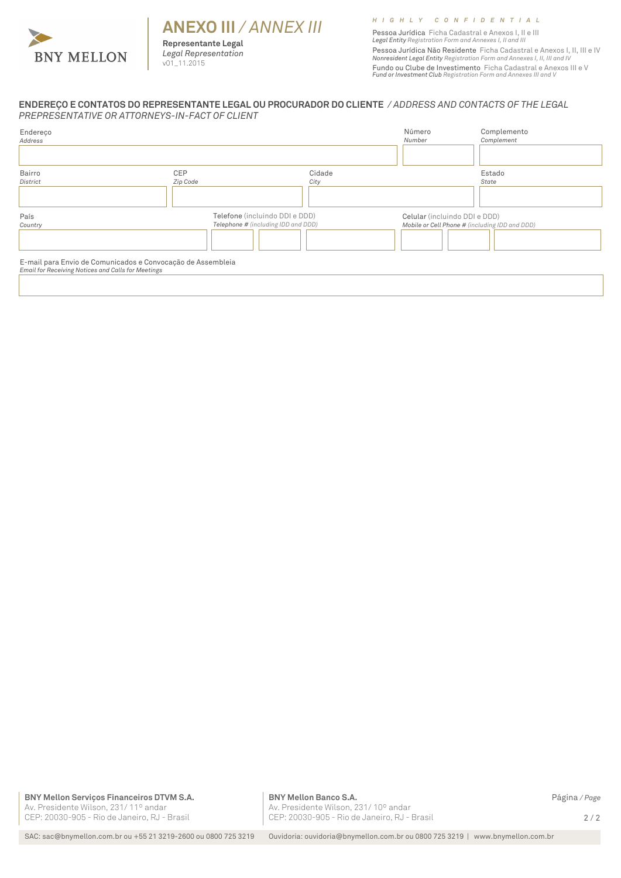# ANEXO III / *ANNEX III*

**Representante Legal**
*Legal Representation*
v01_11.2015

*H I G H L Y   C O N F I D E N T I A L*

Pessoa Jurídica Ficha Cadastral e Anexos I, II e III
***Legal Entity** Registration Form and Annexes I, II and III*

Pessoa Jurídica Não Residente Ficha Cadastral e Anexos I, II, III e IV
***Nonresident Legal Entity** Registration Form and Annexes I, II, III and IV*

Fundo ou Clube de Investimento Ficha Cadastral e Anexos III e V
***Fund or Investment Club** Registration Form and Annexes III and V*

## ENDEREÇO E CONTATOS DO REPRESENTANTE LEGAL OU PROCURADOR DO CLIENTE / *ADDRESS AND CONTACTS OF THE LEGAL PREPRESENTATIVE OR ATTORNEYS-IN-FACT OF CLIENT*

| Endereço *Address* | Número *Number* | Complemento *Complement* |
| --- | --- | --- |
| | | |

| Bairro *District* | CEP *Zip Code* | Cidade *City* | Estado *State* |
| --- | --- | --- | --- |
| | | | |

| País *Country* | Telefone (incluindo DDI e DDD) *Telephone # (including IDD and DDD)* | | | Celular (incluindo DDI e DDD) *Mobile or Cell Phone # (including IDD and DDD)* | | |
| --- | --- | --- | --- | --- | --- | --- |
| | | | | | | |

| E-mail para Envio de Comunicados e Convocação de Assembleia *Email for Receiving Notices and Calls for Meetings* |
| --- |
| |

**BNY Mellon Serviços Financeiros DTVM S.A.**
Av. Presidente Wilson, 231/ 11º andar
CEP: 20030-905 - Rio de Janeiro, RJ - Brasil

**BNY Mellon Banco S.A.**
Av. Presidente Wilson, 231/ 10º andar
CEP: 20030-905 - Rio de Janeiro, RJ - Brasil

SAC: sac@bnymellon.com.br ou +55 21 3219-2600 ou 0800 725 3219 Ouvidoria: ouvidoria@bnymellon.com.br ou 0800 725 3219 | www.bnymellon.com.br